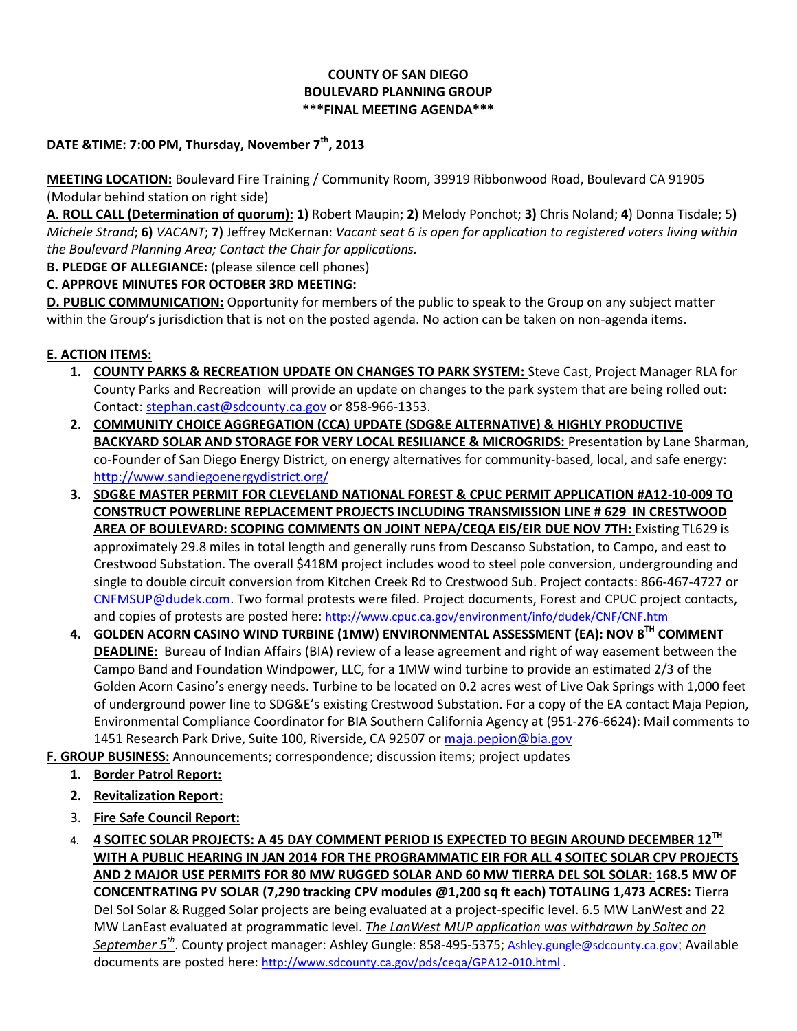**COUNTY OF SAN DIEGO**
**BOULEVARD PLANNING GROUP**
**\*\*\*FINAL MEETING AGENDA\*\*\***

**DATE &TIME: 7:00 PM, Thursday, November 7th, 2013**

**MEETING LOCATION:** Boulevard Fire Training / Community Room, 39919 Ribbonwood Road, Boulevard CA 91905 (Modular behind station on right side)

**A. ROLL CALL (Determination of quorum): 1)** Robert Maupin; **2)** Melody Ponchot; **3)** Chris Noland; **4**) Donna Tisdale; 5**)** *Michele Strand*; **6)** *VACANT*; **7)** Jeffrey McKernan: *Vacant seat 6 is open for application to registered voters living within the Boulevard Planning Area; Contact the Chair for applications.*

**B. PLEDGE OF ALLEGIANCE:** (please silence cell phones)

**C. APPROVE MINUTES FOR OCTOBER 3RD MEETING:**

**D. PUBLIC COMMUNICATION:** Opportunity for members of the public to speak to the Group on any subject matter within the Group's jurisdiction that is not on the posted agenda. No action can be taken on non-agenda items.

**E. ACTION ITEMS:**

1. **COUNTY PARKS & RECREATION UPDATE ON CHANGES TO PARK SYSTEM:** Steve Cast, Project Manager RLA for County Parks and Recreation will provide an update on changes to the park system that are being rolled out: Contact: stephan.cast@sdcounty.ca.gov or 858-966-1353.
2. **COMMUNITY CHOICE AGGREGATION (CCA) UPDATE (SDG&E ALTERNATIVE) & HIGHLY PRODUCTIVE BACKYARD SOLAR AND STORAGE FOR VERY LOCAL RESILIANCE & MICROGRIDS:** Presentation by Lane Sharman, co-Founder of San Diego Energy District, on energy alternatives for community-based, local, and safe energy: http://www.sandiegoenergydistrict.org/
3. **SDG&E MASTER PERMIT FOR CLEVELAND NATIONAL FOREST & CPUC PERMIT APPLICATION #A12-10-009 TO CONSTRUCT POWERLINE REPLACEMENT PROJECTS INCLUDING TRANSMISSION LINE # 629 IN CRESTWOOD AREA OF BOULEVARD: SCOPING COMMENTS ON JOINT NEPA/CEQA EIS/EIR DUE NOV 7TH:** Existing TL629 is approximately 29.8 miles in total length and generally runs from Descanso Substation, to Campo, and east to Crestwood Substation. The overall $418M project includes wood to steel pole conversion, undergrounding and single to double circuit conversion from Kitchen Creek Rd to Crestwood Sub. Project contacts: 866-467-4727 or CNFMSUP@dudek.com. Two formal protests were filed. Project documents, Forest and CPUC project contacts, and copies of protests are posted here: http://www.cpuc.ca.gov/environment/info/dudek/CNF/CNF.htm
4. **GOLDEN ACORN CASINO WIND TURBINE (1MW) ENVIRONMENTAL ASSESSMENT (EA): NOV 8TH COMMENT DEADLINE:** Bureau of Indian Affairs (BIA) review of a lease agreement and right of way easement between the Campo Band and Foundation Windpower, LLC, for a 1MW wind turbine to provide an estimated 2/3 of the Golden Acorn Casino's energy needs. Turbine to be located on 0.2 acres west of Live Oak Springs with 1,000 feet of underground power line to SDG&E's existing Crestwood Substation. For a copy of the EA contact Maja Pepion, Environmental Compliance Coordinator for BIA Southern California Agency at (951-276-6624): Mail comments to 1451 Research Park Drive, Suite 100, Riverside, CA 92507 or maja.pepion@bia.gov

**F. GROUP BUSINESS:** Announcements; correspondence; discussion items; project updates

1. **Border Patrol Report:**
2. **Revitalization Report:**
3. **Fire Safe Council Report:**
4. **4 SOITEC SOLAR PROJECTS: A 45 DAY COMMENT PERIOD IS EXPECTED TO BEGIN AROUND DECEMBER 12TH WITH A PUBLIC HEARING IN JAN 2014 FOR THE PROGRAMMATIC EIR FOR ALL 4 SOITEC SOLAR CPV PROJECTS AND 2 MAJOR USE PERMITS FOR 80 MW RUGGED SOLAR AND 60 MW TIERRA DEL SOL SOLAR: 168.5 MW OF CONCENTRATING PV SOLAR (7,290 tracking CPV modules @1,200 sq ft each) TOTALING 1,473 ACRES:** Tierra Del Sol Solar & Rugged Solar projects are being evaluated at a project-specific level. 6.5 MW LanWest and 22 MW LanEast evaluated at programmatic level. *The LanWest MUP application was withdrawn by Soitec on September 5th*. County project manager: Ashley Gungle: 858-495-5375; Ashley.gungle@sdcounty.ca.gov; Available documents are posted here: http://www.sdcounty.ca.gov/pds/ceqa/GPA12-010.html .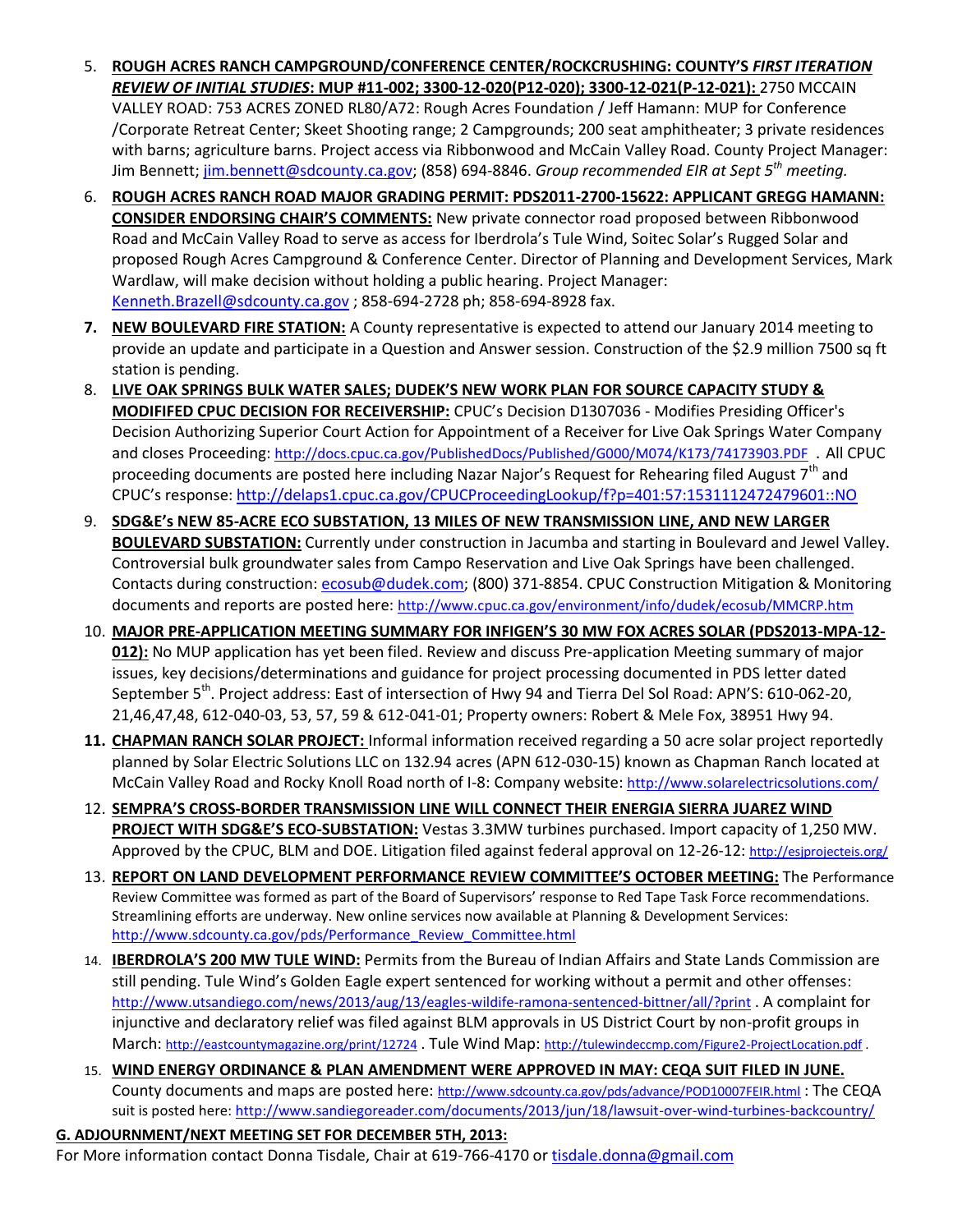5. **ROUGH ACRES RANCH CAMPGROUND/CONFERENCE CENTER/ROCKCRUSHING: COUNTY'S *FIRST ITERATION REVIEW OF INITIAL STUDIES*: MUP #11-002; 3300-12-020(P12-020); 3300-12-021(P-12-021):** 2750 MCCAIN VALLEY ROAD: 753 ACRES ZONED RL80/A72: Rough Acres Foundation / Jeff Hamann: MUP for Conference /Corporate Retreat Center; Skeet Shooting range; 2 Campgrounds; 200 seat amphitheater; 3 private residences with barns; agriculture barns. Project access via Ribbonwood and McCain Valley Road. County Project Manager: Jim Bennett; jim.bennett@sdcounty.ca.gov; (858) 694-8846. *Group recommended EIR at Sept 5th meeting.*
6. **ROUGH ACRES RANCH ROAD MAJOR GRADING PERMIT: PDS2011-2700-15622: APPLICANT GREGG HAMANN: CONSIDER ENDORSING CHAIR'S COMMENTS:** New private connector road proposed between Ribbonwood Road and McCain Valley Road to serve as access for Iberdrola's Tule Wind, Soitec Solar's Rugged Solar and proposed Rough Acres Campground & Conference Center. Director of Planning and Development Services, Mark Wardlaw, will make decision without holding a public hearing. Project Manager: Kenneth.Brazell@sdcounty.ca.gov ; 858-694-2728 ph; 858-694-8928 fax.
7. **NEW BOULEVARD FIRE STATION:** A County representative is expected to attend our January 2014 meeting to provide an update and participate in a Question and Answer session. Construction of the $2.9 million 7500 sq ft station is pending.
8. **LIVE OAK SPRINGS BULK WATER SALES; DUDEK'S NEW WORK PLAN FOR SOURCE CAPACITY STUDY & MODIFIED CPUC DECISION FOR RECEIVERSHIP:** CPUC's Decision D1307036 - Modifies Presiding Officer's Decision Authorizing Superior Court Action for Appointment of a Receiver for Live Oak Springs Water Company and closes Proceeding: http://docs.cpuc.ca.gov/PublishedDocs/Published/G000/M074/K173/74173903.PDF . All CPUC proceeding documents are posted here including Nazar Najor's Request for Rehearing filed August 7th and CPUC's response: http://delaps1.cpuc.ca.gov/CPUCProceedingLookup/f?p=401:57:1531112472479601::NO
9. **SDG&E's NEW 85-ACRE ECO SUBSTATION, 13 MILES OF NEW TRANSMISSION LINE, AND NEW LARGER BOULEVARD SUBSTATION:** Currently under construction in Jacumba and starting in Boulevard and Jewel Valley. Controversial bulk groundwater sales from Campo Reservation and Live Oak Springs have been challenged. Contacts during construction: ecosub@dudek.com; (800) 371-8854. CPUC Construction Mitigation & Monitoring documents and reports are posted here: http://www.cpuc.ca.gov/environment/info/dudek/ecosub/MMCRP.htm
10. **MAJOR PRE-APPLICATION MEETING SUMMARY FOR INFIGEN'S 30 MW FOX ACRES SOLAR (PDS2013-MPA-12-012):** No MUP application has yet been filed. Review and discuss Pre-application Meeting summary of major issues, key decisions/determinations and guidance for project processing documented in PDS letter dated September 5th. Project address: East of intersection of Hwy 94 and Tierra Del Sol Road: APN'S: 610-062-20, 21,46,47,48, 612-040-03, 53, 57, 59 & 612-041-01; Property owners: Robert & Mele Fox, 38951 Hwy 94.
11. **CHAPMAN RANCH SOLAR PROJECT:** Informal information received regarding a 50 acre solar project reportedly planned by Solar Electric Solutions LLC on 132.94 acres (APN 612-030-15) known as Chapman Ranch located at McCain Valley Road and Rocky Knoll Road north of I-8: Company website: http://www.solarelectricsolutions.com/
12. **SEMPRA'S CROSS-BORDER TRANSMISSION LINE WILL CONNECT THEIR ENERGIA SIERRA JUAREZ WIND PROJECT WITH SDG&E'S ECO-SUBSTATION:** Vestas 3.3MW turbines purchased. Import capacity of 1,250 MW. Approved by the CPUC, BLM and DOE. Litigation filed against federal approval on 12-26-12: http://esjprojecteis.org/
13. **REPORT ON LAND DEVELOPMENT PERFORMANCE REVIEW COMMITTEE'S OCTOBER MEETING:** The Performance Review Committee was formed as part of the Board of Supervisors' response to Red Tape Task Force recommendations. Streamlining efforts are underway. New online services now available at Planning & Development Services: http://www.sdcounty.ca.gov/pds/Performance_Review_Committee.html
14. **IBERDROLA'S 200 MW TULE WIND:** Permits from the Bureau of Indian Affairs and State Lands Commission are still pending. Tule Wind's Golden Eagle expert sentenced for working without a permit and other offenses: http://www.utsandiego.com/news/2013/aug/13/eagles-wildlife-ramona-sentenced-bittner/all/?print . A complaint for injunctive and declaratory relief was filed against BLM approvals in US District Court by non-profit groups in March: http://eastcountymagazine.org/print/12724 . Tule Wind Map: http://tulewindeccmp.com/Figure2-ProjectLocation.pdf .
15. **WIND ENERGY ORDINANCE & PLAN AMENDMENT WERE APPROVED IN MAY: CEQA SUIT FILED IN JUNE.** County documents and maps are posted here: http://www.sdcounty.ca.gov/pds/advance/POD10007FEIR.html : The CEQA suit is posted here: http://www.sandiegoreader.com/documents/2013/jun/18/lawsuit-over-wind-turbines-backcountry/

**G. ADJOURNMENT/NEXT MEETING SET FOR DECEMBER 5TH, 2013:**

For More information contact Donna Tisdale, Chair at 619-766-4170 or tisdale.donna@gmail.com